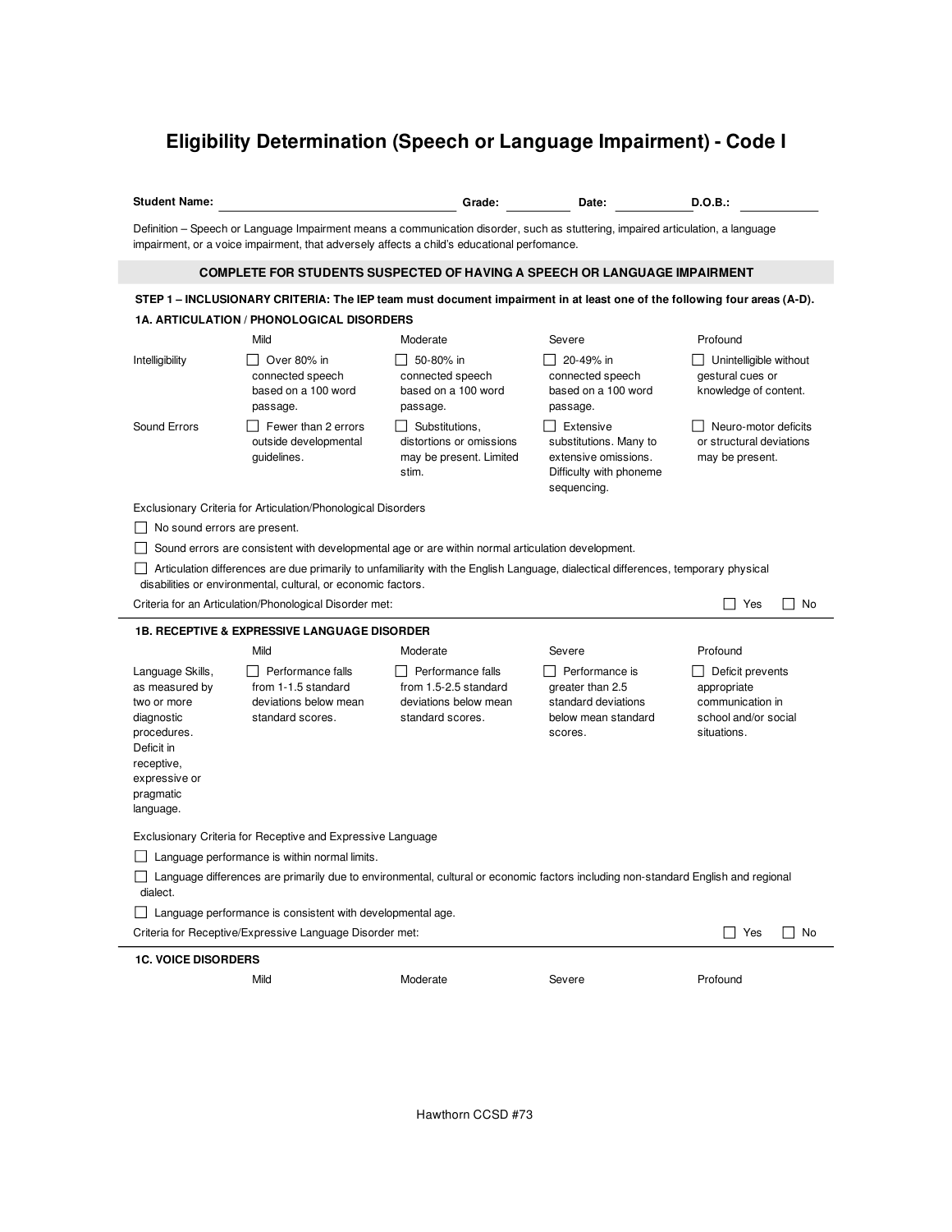# Eligibility Determination (Speech or Language Impairment) - Code I

**Student Name:** ______________________ **Grade:** ________ **Date:** ________ **D.O.B.:** ________

Definition – Speech or Language Impairment means a communication disorder, such as stuttering, impaired articulation, a language impairment, or a voice impairment, that adversely affects a child's educational perfomance.

**COMPLETE FOR STUDENTS SUSPECTED OF HAVING A SPEECH OR LANGUAGE IMPAIRMENT**

**STEP 1 – INCLUSIONARY CRITERIA: The IEP team must document impairment in at least one of the following four areas (A-D).**

**1A. ARTICULATION / PHONOLOGICAL DISORDERS**

| | Mild | Moderate | Severe | Profound |
|---|---|---|---|---|
| Intelligibility | ☐ Over 80% in connected speech based on a 100 word passage. | ☐ 50-80% in connected speech based on a 100 word passage. | ☐ 20-49% in connected speech based on a 100 word passage. | ☐ Unintelligible without gestural cues or knowledge of content. |
| Sound Errors | ☐ Fewer than 2 errors outside developmental guidelines. | ☐ Substitutions, distortions or omissions may be present. Limited stim. | ☐ Extensive substitutions. Many to extensive omissions. Difficulty with phoneme sequencing. | ☐ Neuro-motor deficits or structural deviations may be present. |

Exclusionary Criteria for Articulation/Phonological Disorders

☐ No sound errors are present.

☐ Sound errors are consistent with developmental age or are within normal articulation development.

☐ Articulation differences are due primarily to unfamiliarity with the English Language, dialectical differences, temporary physical disabilities or environmental, cultural, or economic factors.

Criteria for an Articulation/Phonological Disorder met: ☐ Yes ☐ No

**1B. RECEPTIVE & EXPRESSIVE LANGUAGE DISORDER**

| | Mild | Moderate | Severe | Profound |
|---|---|---|---|---|
| Language Skills, as measured by two or more diagnostic procedures. Deficit in receptive, expressive or pragmatic language. | ☐ Performance falls from 1-1.5 standard deviations below mean standard scores. | ☐ Performance falls from 1.5-2.5 standard deviations below mean standard scores. | ☐ Performance is greater than 2.5 standard deviations below mean standard scores. | ☐ Deficit prevents appropriate communication in school and/or social situations. |

Exclusionary Criteria for Receptive and Expressive Language

☐ Language performance is within normal limits.

☐ Language differences are primarily due to environmental, cultural or economic factors including non-standard English and regional dialect.

☐ Language performance is consistent with developmental age.

Criteria for Receptive/Expressive Language Disorder met: ☐ Yes ☐ No

**1C. VOICE DISORDERS**

| | Mild | Moderate | Severe | Profound |
|---|---|---|---|---|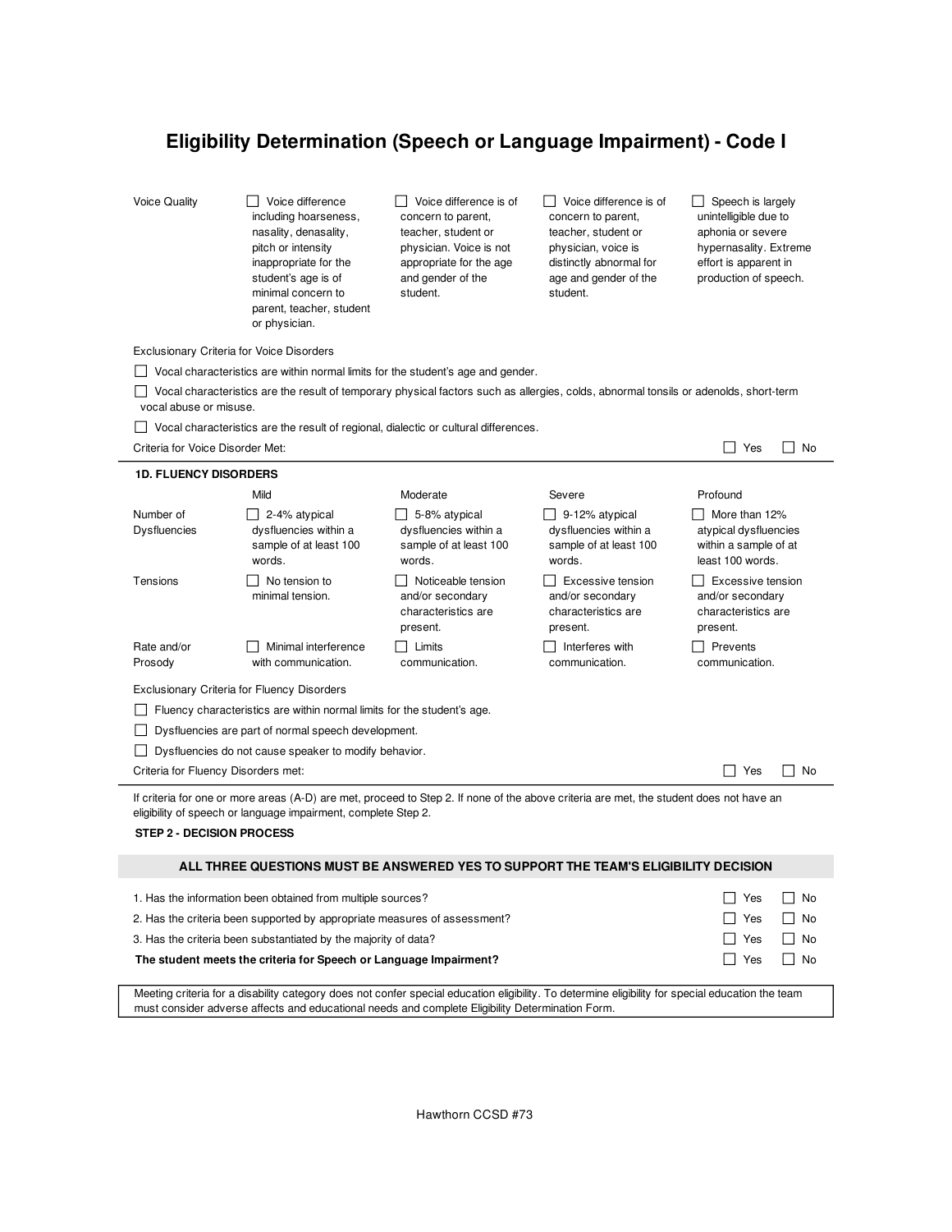# Eligibility Determination (Speech or Language Impairment) - Code I

| | | | | |
|---|---|---|---|---|
| Voice Quality | ☐ Voice difference including hoarseness, nasality, denasality, pitch or intensity inappropriate for the student's age is of minimal concern to parent, teacher, student or physician. | ☐ Voice difference is of concern to parent, teacher, student or physician. Voice is not appropriate for the age and gender of the student. | ☐ Voice difference is of concern to parent, teacher, student or physician, voice is distinctly abnormal for age and gender of the student. | ☐ Speech is largely unintelligible due to aphonia or severe hypernasality. Extreme effort is apparent in production of speech. |

Exclusionary Criteria for Voice Disorders

☐ Vocal characteristics are within normal limits for the student's age and gender.

☐ Vocal characteristics are the result of temporary physical factors such as allergies, colds, abnormal tonsils or adenolds, short-term vocal abuse or misuse.

☐ Vocal characteristics are the result of regional, dialectic or cultural differences.

Criteria for Voice Disorder Met: ☐ Yes ☐ No

**1D. FLUENCY DISORDERS**

| | Mild | Moderate | Severe | Profound |
|---|---|---|---|---|
| Number of Dysfluencies | ☐ 2-4% atypical dysfluencies within a sample of at least 100 words. | ☐ 5-8% atypical dysfluencies within a sample of at least 100 words. | ☐ 9-12% atypical dysfluencies within a sample of at least 100 words. | ☐ More than 12% atypical dysfluencies within a sample of at least 100 words. |
| Tensions | ☐ No tension to minimal tension. | ☐ Noticeable tension and/or secondary characteristics are present. | ☐ Excessive tension and/or secondary characteristics are present. | ☐ Excessive tension and/or secondary characteristics are present. |
| Rate and/or Prosody | ☐ Minimal interference with communication. | ☐ Limits communication. | ☐ Interferes with communication. | ☐ Prevents communication. |

Exclusionary Criteria for Fluency Disorders

☐ Fluency characteristics are within normal limits for the student's age.

☐ Dysfluencies are part of normal speech development.

☐ Dysfluencies do not cause speaker to modify behavior.

Criteria for Fluency Disorders met: ☐ Yes ☐ No

If criteria for one or more areas (A-D) are met, proceed to Step 2. If none of the above criteria are met, the student does not have an eligibility of speech or language impairment, complete Step 2.

**STEP 2 - DECISION PROCESS**

**ALL THREE QUESTIONS MUST BE ANSWERED YES TO SUPPORT THE TEAM'S ELIGIBILITY DECISION**

1. Has the information been obtained from multiple sources? ☐ Yes ☐ No
2. Has the criteria been supported by appropriate measures of assessment? ☐ Yes ☐ No
3. Has the criteria been substantiated by the majority of data? ☐ Yes ☐ No

**The student meets the criteria for Speech or Language Impairment?** ☐ Yes ☐ No

Meeting criteria for a disability category does not confer special education eligibility. To determine eligibility for special education the team must consider adverse affects and educational needs and complete Eligibility Determination Form.

Hawthorn CCSD #73